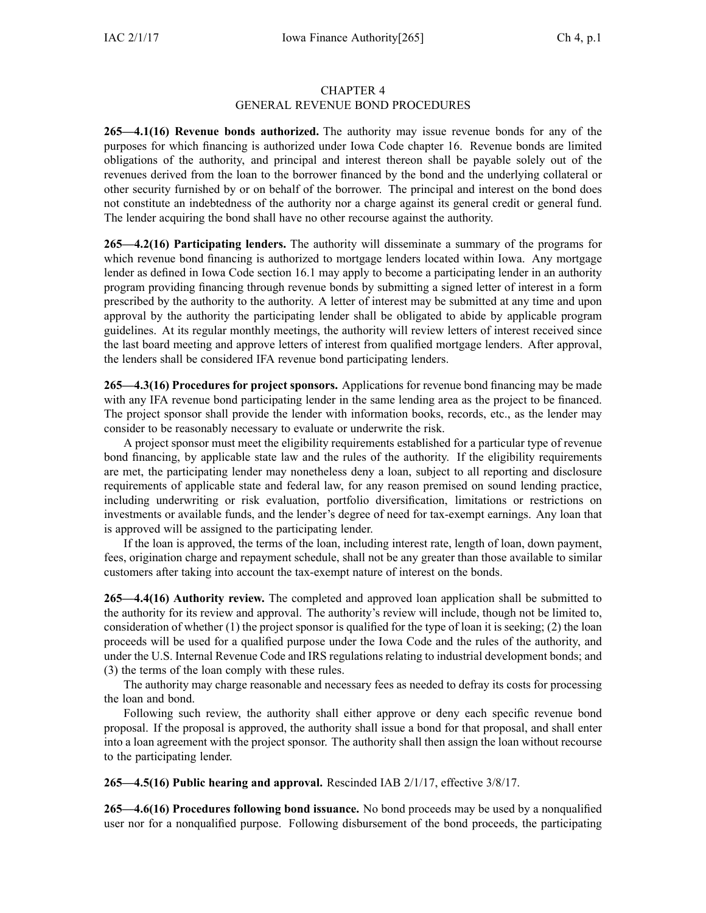# CHAPTER 4
# GENERAL REVENUE BOND PROCEDURES

**265—4.1(16) Revenue bonds authorized.** The authority may issue revenue bonds for any of the purposes for which financing is authorized under Iowa Code chapter 16. Revenue bonds are limited obligations of the authority, and principal and interest thereon shall be payable solely out of the revenues derived from the loan to the borrower financed by the bond and the underlying collateral or other security furnished by or on behalf of the borrower. The principal and interest on the bond does not constitute an indebtedness of the authority nor a charge against its general credit or general fund. The lender acquiring the bond shall have no other recourse against the authority.

**265—4.2(16) Participating lenders.** The authority will disseminate a summary of the programs for which revenue bond financing is authorized to mortgage lenders located within Iowa. Any mortgage lender as defined in Iowa Code section 16.1 may apply to become a participating lender in an authority program providing financing through revenue bonds by submitting a signed letter of interest in a form prescribed by the authority to the authority. A letter of interest may be submitted at any time and upon approval by the authority the participating lender shall be obligated to abide by applicable program guidelines. At its regular monthly meetings, the authority will review letters of interest received since the last board meeting and approve letters of interest from qualified mortgage lenders. After approval, the lenders shall be considered IFA revenue bond participating lenders.

**265—4.3(16) Procedures for project sponsors.** Applications for revenue bond financing may be made with any IFA revenue bond participating lender in the same lending area as the project to be financed. The project sponsor shall provide the lender with information books, records, etc., as the lender may consider to be reasonably necessary to evaluate or underwrite the risk.

A project sponsor must meet the eligibility requirements established for a particular type of revenue bond financing, by applicable state law and the rules of the authority. If the eligibility requirements are met, the participating lender may nonetheless deny a loan, subject to all reporting and disclosure requirements of applicable state and federal law, for any reason premised on sound lending practice, including underwriting or risk evaluation, portfolio diversification, limitations or restrictions on investments or available funds, and the lender's degree of need for tax-exempt earnings. Any loan that is approved will be assigned to the participating lender.

If the loan is approved, the terms of the loan, including interest rate, length of loan, down payment, fees, origination charge and repayment schedule, shall not be any greater than those available to similar customers after taking into account the tax-exempt nature of interest on the bonds.

**265—4.4(16) Authority review.** The completed and approved loan application shall be submitted to the authority for its review and approval. The authority's review will include, though not be limited to, consideration of whether (1) the project sponsor is qualified for the type of loan it is seeking; (2) the loan proceeds will be used for a qualified purpose under the Iowa Code and the rules of the authority, and under the U.S. Internal Revenue Code and IRS regulations relating to industrial development bonds; and (3) the terms of the loan comply with these rules.

The authority may charge reasonable and necessary fees as needed to defray its costs for processing the loan and bond.

Following such review, the authority shall either approve or deny each specific revenue bond proposal. If the proposal is approved, the authority shall issue a bond for that proposal, and shall enter into a loan agreement with the project sponsor. The authority shall then assign the loan without recourse to the participating lender.

**265—4.5(16) Public hearing and approval.** Rescinded IAB 2/1/17, effective 3/8/17.

**265—4.6(16) Procedures following bond issuance.** No bond proceeds may be used by a nonqualified user nor for a nonqualified purpose. Following disbursement of the bond proceeds, the participating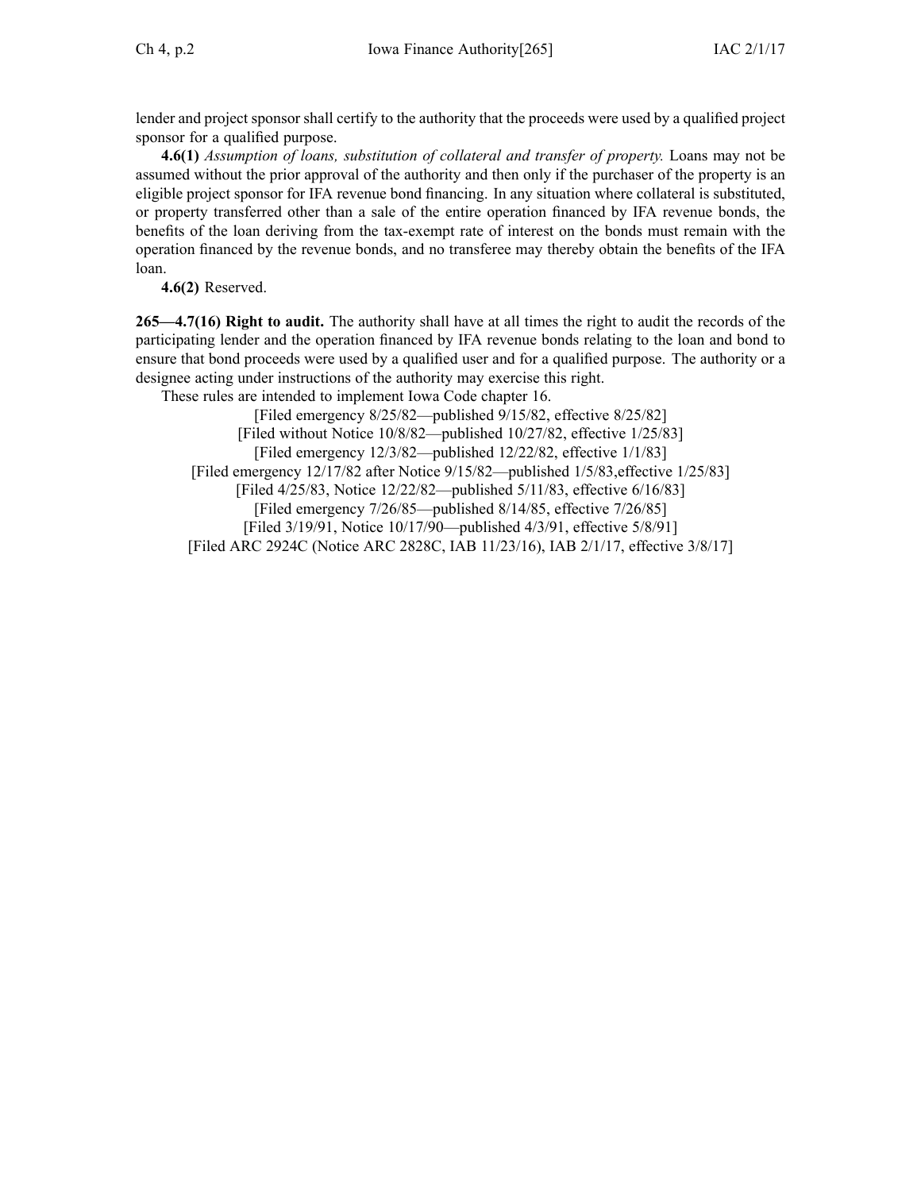lender and project sponsor shall certify to the authority that the proceeds were used by a qualified project sponsor for a qualified purpose.

**4.6(1)** *Assumption of loans, substitution of collateral and transfer of property.* Loans may not be assumed without the prior approval of the authority and then only if the purchaser of the property is an eligible project sponsor for IFA revenue bond financing. In any situation where collateral is substituted, or property transferred other than a sale of the entire operation financed by IFA revenue bonds, the benefits of the loan deriving from the tax-exempt rate of interest on the bonds must remain with the operation financed by the revenue bonds, and no transferee may thereby obtain the benefits of the IFA loan.

**4.6(2)** Reserved.

**265—4.7(16) Right to audit.** The authority shall have at all times the right to audit the records of the participating lender and the operation financed by IFA revenue bonds relating to the loan and bond to ensure that bond proceeds were used by a qualified user and for a qualified purpose. The authority or a designee acting under instructions of the authority may exercise this right.

These rules are intended to implement Iowa Code chapter 16.

[Filed emergency 8/25/82—published 9/15/82, effective 8/25/82]
[Filed without Notice 10/8/82—published 10/27/82, effective 1/25/83]
[Filed emergency 12/3/82—published 12/22/82, effective 1/1/83]
[Filed emergency 12/17/82 after Notice 9/15/82—published 1/5/83,effective 1/25/83]
[Filed 4/25/83, Notice 12/22/82—published 5/11/83, effective 6/16/83]
[Filed emergency 7/26/85—published 8/14/85, effective 7/26/85]
[Filed 3/19/91, Notice 10/17/90—published 4/3/91, effective 5/8/91]
[Filed ARC 2924C (Notice ARC 2828C, IAB 11/23/16), IAB 2/1/17, effective 3/8/17]